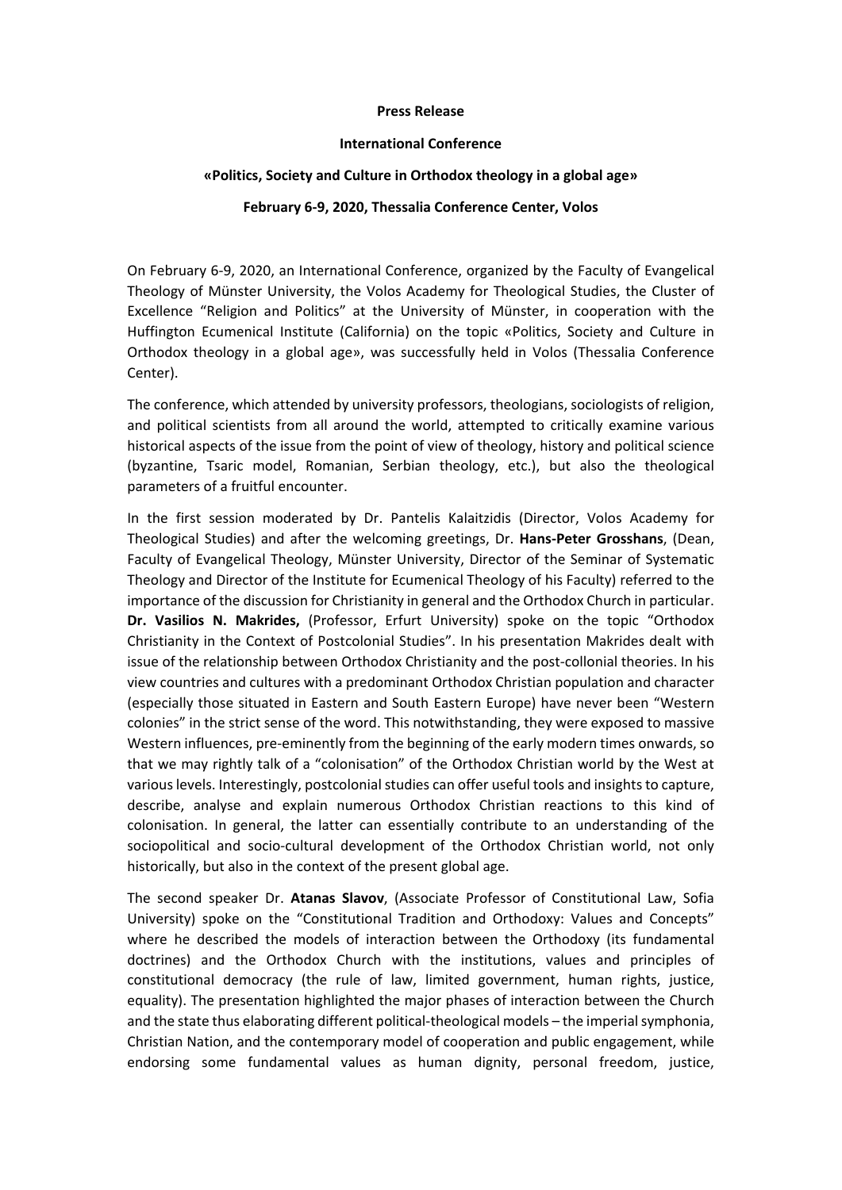**Press Release**

**International Conference**

**«Politics, Society and Culture in Orthodox theology in a global age»**

**February 6-9, 2020, Thessalia Conference Center, Volos**

On February 6-9, 2020, an International Conference, organized by the Faculty of Evangelical Theology of Münster University, the Volos Academy for Theological Studies, the Cluster of Excellence "Religion and Politics" at the University of Münster, in cooperation with the Huffington Ecumenical Institute (California) on the topic «Politics, Society and Culture in Orthodox theology in a global age», was successfully held in Volos (Thessalia Conference Center).

The conference, which attended by university professors, theologians, sociologists of religion, and political scientists from all around the world, attempted to critically examine various historical aspects of the issue from the point of view of theology, history and political science (byzantine, Tsaric model, Romanian, Serbian theology, etc.), but also the theological parameters of a fruitful encounter.

In the first session moderated by Dr. Pantelis Kalaitzidis (Director, Volos Academy for Theological Studies) and after the welcoming greetings, Dr. **Hans-Peter Grosshans**, (Dean, Faculty of Evangelical Theology, Münster University, Director of the Seminar of Systematic Theology and Director of the Institute for Ecumenical Theology of his Faculty) referred to the importance of the discussion for Christianity in general and the Orthodox Church in particular. **Dr. Vasilios N. Makrides,** (Professor, Erfurt University) spoke on the topic "Orthodox Christianity in the Context of Postcolonial Studies". In his presentation Makrides dealt with issue of the relationship between Orthodox Christianity and the post-collonial theories. In his view countries and cultures with a predominant Orthodox Christian population and character (especially those situated in Eastern and South Eastern Europe) have never been "Western colonies" in the strict sense of the word. This notwithstanding, they were exposed to massive Western influences, pre-eminently from the beginning of the early modern times onwards, so that we may rightly talk of a "colonisation" of the Orthodox Christian world by the West at various levels. Interestingly, postcolonial studies can offer useful tools and insights to capture, describe, analyse and explain numerous Orthodox Christian reactions to this kind of colonisation. In general, the latter can essentially contribute to an understanding of the sociopolitical and socio-cultural development of the Orthodox Christian world, not only historically, but also in the context of the present global age.

The second speaker Dr. **Atanas Slavov**, (Associate Professor of Constitutional Law, Sofia University) spoke on the "Constitutional Tradition and Orthodoxy: Values and Concepts" where he described the models of interaction between the Orthodoxy (its fundamental doctrines) and the Orthodox Church with the institutions, values and principles of constitutional democracy (the rule of law, limited government, human rights, justice, equality). The presentation highlighted the major phases of interaction between the Church and the state thus elaborating different political-theological models – the imperial symphonia, Christian Nation, and the contemporary model of cooperation and public engagement, while endorsing some fundamental values as human dignity, personal freedom, justice,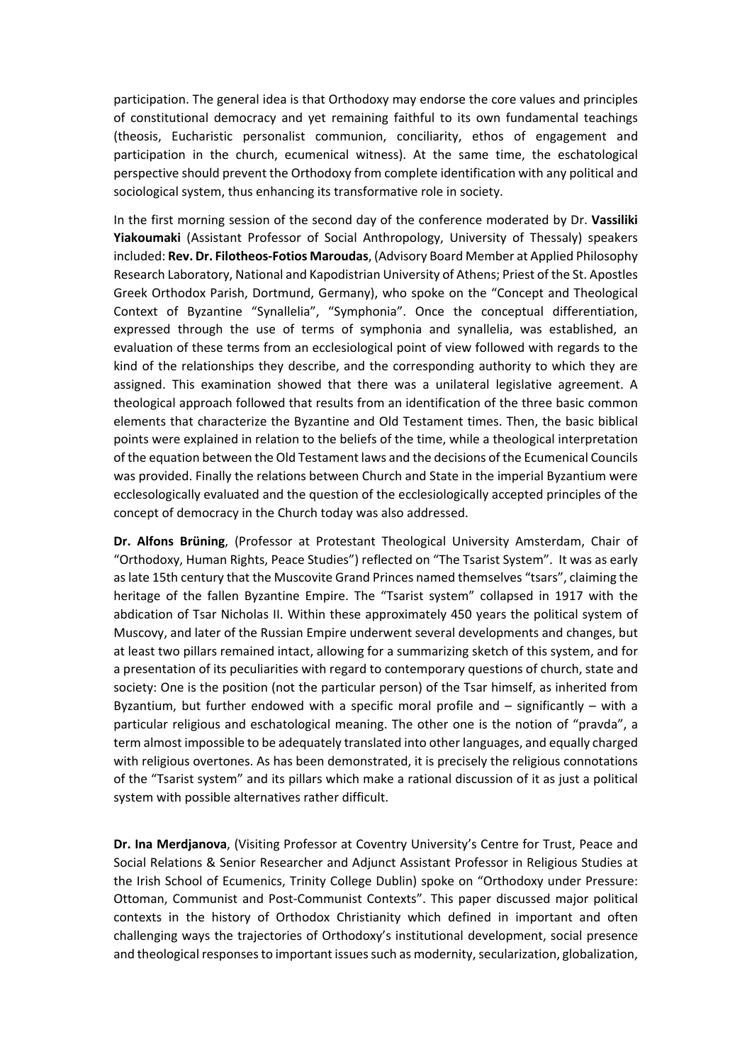participation. The general idea is that Orthodoxy may endorse the core values and principles of constitutional democracy and yet remaining faithful to its own fundamental teachings (theosis, Eucharistic personalist communion, conciliarity, ethos of engagement and participation in the church, ecumenical witness). At the same time, the eschatological perspective should prevent the Orthodoxy from complete identification with any political and sociological system, thus enhancing its transformative role in society.

In the first morning session of the second day of the conference moderated by Dr. **Vassiliki Yiakoumaki** (Assistant Professor of Social Anthropology, University of Thessaly) speakers included: **Rev. Dr. Filotheos-Fotios Maroudas**, (Advisory Board Member at Applied Philosophy Research Laboratory, National and Kapodistrian University of Athens; Priest of the St. Apostles Greek Orthodox Parish, Dortmund, Germany), who spoke on the "Concept and Theological Context of Byzantine "Synallelia", "Symphonia". Once the conceptual differentiation, expressed through the use of terms of symphonia and synallelia, was established, an evaluation of these terms from an ecclesiological point of view followed with regards to the kind of the relationships they describe, and the corresponding authority to which they are assigned. This examination showed that there was a unilateral legislative agreement. A theological approach followed that results from an identification of the three basic common elements that characterize the Byzantine and Old Testament times. Then, the basic biblical points were explained in relation to the beliefs of the time, while a theological interpretation of the equation between the Old Testament laws and the decisions of the Ecumenical Councils was provided. Finally the relations between Church and State in the imperial Byzantium were ecclesologically evaluated and the question of the ecclesiologically accepted principles of the concept of democracy in the Church today was also addressed.

**Dr. Alfons Brüning**, (Professor at Protestant Theological University Amsterdam, Chair of "Orthodoxy, Human Rights, Peace Studies") reflected on "The Tsarist System". It was as early as late 15th century that the Muscovite Grand Princes named themselves "tsars", claiming the heritage of the fallen Byzantine Empire. The "Tsarist system" collapsed in 1917 with the abdication of Tsar Nicholas II. Within these approximately 450 years the political system of Muscovy, and later of the Russian Empire underwent several developments and changes, but at least two pillars remained intact, allowing for a summarizing sketch of this system, and for a presentation of its peculiarities with regard to contemporary questions of church, state and society: One is the position (not the particular person) of the Tsar himself, as inherited from Byzantium, but further endowed with a specific moral profile and – significantly – with a particular religious and eschatological meaning. The other one is the notion of "pravda", a term almost impossible to be adequately translated into other languages, and equally charged with religious overtones. As has been demonstrated, it is precisely the religious connotations of the "Tsarist system" and its pillars which make a rational discussion of it as just a political system with possible alternatives rather difficult.

**Dr. Ina Merdjanova**, (Visiting Professor at Coventry University's Centre for Trust, Peace and Social Relations & Senior Researcher and Adjunct Assistant Professor in Religious Studies at the Irish School of Ecumenics, Trinity College Dublin) spoke on "Orthodoxy under Pressure: Ottoman, Communist and Post-Communist Contexts". This paper discussed major political contexts in the history of Orthodox Christianity which defined in important and often challenging ways the trajectories of Orthodoxy's institutional development, social presence and theological responses to important issues such as modernity, secularization, globalization,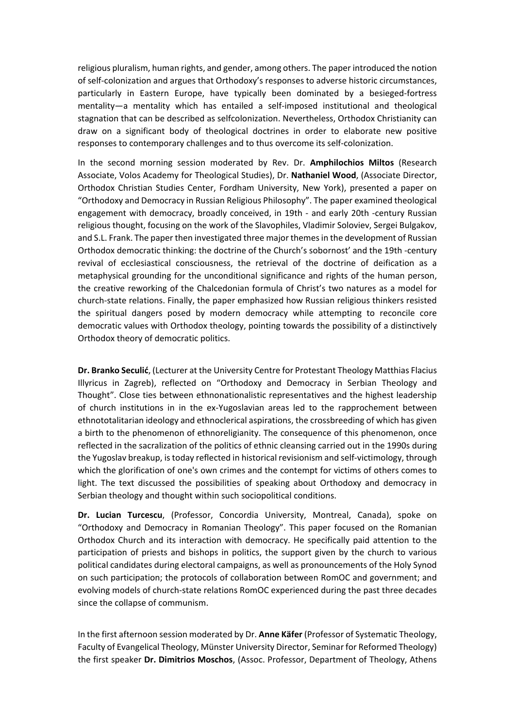religious pluralism, human rights, and gender, among others. The paper introduced the notion of self-colonization and argues that Orthodoxy's responses to adverse historic circumstances, particularly in Eastern Europe, have typically been dominated by a besieged-fortress mentality—a mentality which has entailed a self-imposed institutional and theological stagnation that can be described as selfcolonization. Nevertheless, Orthodox Christianity can draw on a significant body of theological doctrines in order to elaborate new positive responses to contemporary challenges and to thus overcome its self-colonization.

In the second morning session moderated by Rev. Dr. **Amphilochios Miltos** (Research Associate, Volos Academy for Theological Studies), Dr. **Nathaniel Wood**, (Associate Director, Orthodox Christian Studies Center, Fordham University, New York), presented a paper on "Orthodoxy and Democracy in Russian Religious Philosophy". The paper examined theological engagement with democracy, broadly conceived, in 19th - and early 20th -century Russian religious thought, focusing on the work of the Slavophiles, Vladimir Soloviev, Sergei Bulgakov, and S.L. Frank. The paper then investigated three major themes in the development of Russian Orthodox democratic thinking: the doctrine of the Church's sobornost' and the 19th -century revival of ecclesiastical consciousness, the retrieval of the doctrine of deification as a metaphysical grounding for the unconditional significance and rights of the human person, the creative reworking of the Chalcedonian formula of Christ's two natures as a model for church-state relations. Finally, the paper emphasized how Russian religious thinkers resisted the spiritual dangers posed by modern democracy while attempting to reconcile core democratic values with Orthodox theology, pointing towards the possibility of a distinctively Orthodox theory of democratic politics.

**Dr. Branko Seculić**, (Lecturer at the University Centre for Protestant Theology Matthias Flacius Illyricus in Zagreb), reflected on "Orthodoxy and Democracy in Serbian Theology and Thought". Close ties between ethnonationalistic representatives and the highest leadership of church institutions in in the ex-Yugoslavian areas led to the rapprochement between ethnototalitarian ideology and ethnoclerical aspirations, the crossbreeding of which has given a birth to the phenomenon of ethnoreligianity. The consequence of this phenomenon, once reflected in the sacralization of the politics of ethnic cleansing carried out in the 1990s during the Yugoslav breakup, is today reflected in historical revisionism and self-victimology, through which the glorification of one's own crimes and the contempt for victims of others comes to light. The text discussed the possibilities of speaking about Orthodoxy and democracy in Serbian theology and thought within such sociopolitical conditions.

**Dr. Lucian Turcescu**, (Professor, Concordia University, Montreal, Canada), spoke on "Orthodoxy and Democracy in Romanian Theology". This paper focused on the Romanian Orthodox Church and its interaction with democracy. He specifically paid attention to the participation of priests and bishops in politics, the support given by the church to various political candidates during electoral campaigns, as well as pronouncements of the Holy Synod on such participation; the protocols of collaboration between RomOC and government; and evolving models of church-state relations RomOC experienced during the past three decades since the collapse of communism.

In the first afternoon session moderated by Dr. **Anne Käfer** (Professor of Systematic Theology, Faculty of Evangelical Theology, Münster University Director, Seminar for Reformed Theology) the first speaker **Dr. Dimitrios Moschos**, (Assoc. Professor, Department of Theology, Athens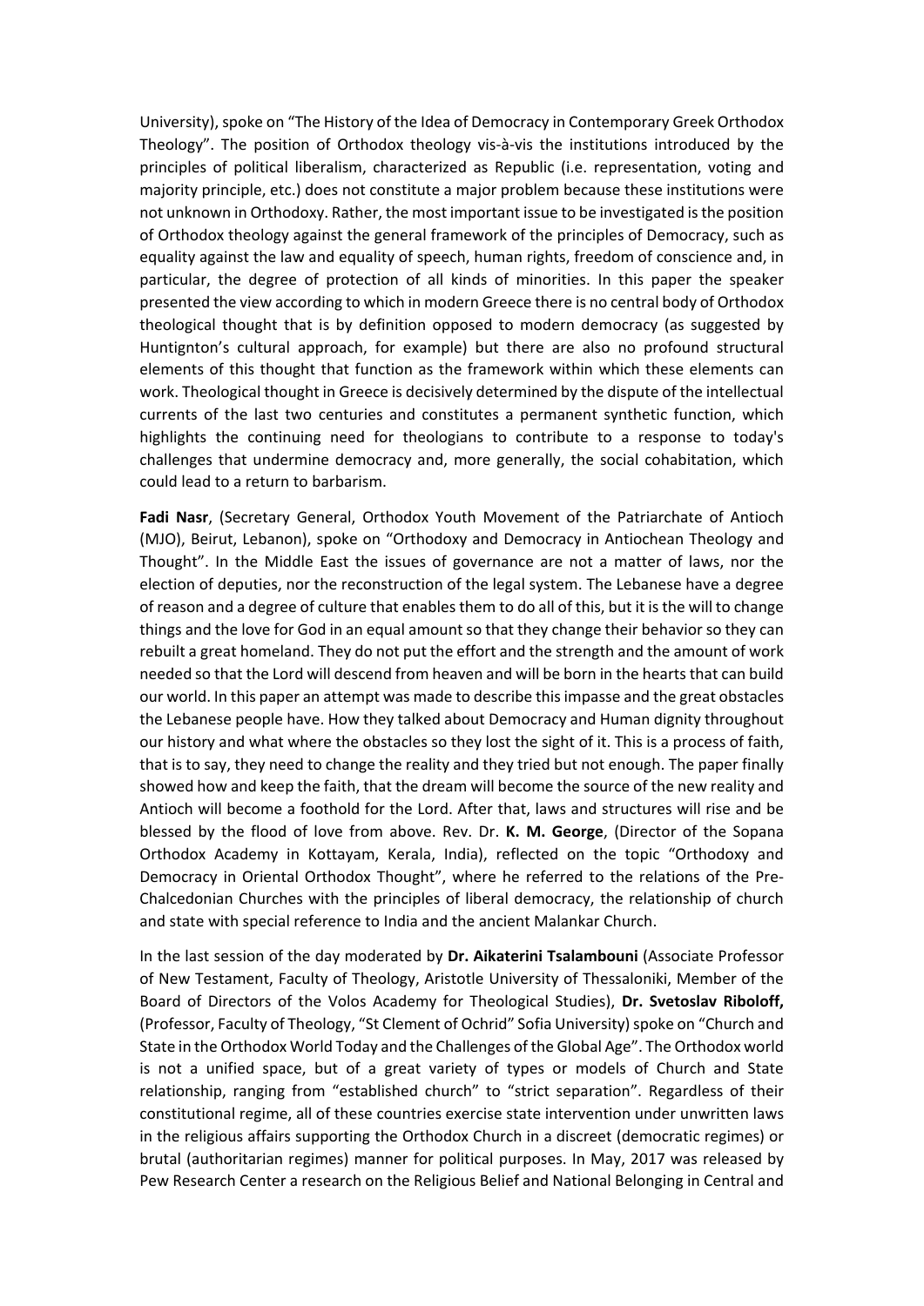University), spoke on "The History of the Idea of Democracy in Contemporary Greek Orthodox Theology". The position of Orthodox theology vis-à-vis the institutions introduced by the principles of political liberalism, characterized as Republic (i.e. representation, voting and majority principle, etc.) does not constitute a major problem because these institutions were not unknown in Orthodoxy. Rather, the most important issue to be investigated is the position of Orthodox theology against the general framework of the principles of Democracy, such as equality against the law and equality of speech, human rights, freedom of conscience and, in particular, the degree of protection of all kinds of minorities. In this paper the speaker presented the view according to which in modern Greece there is no central body of Orthodox theological thought that is by definition opposed to modern democracy (as suggested by Huntignton's cultural approach, for example) but there are also no profound structural elements of this thought that function as the framework within which these elements can work. Theological thought in Greece is decisively determined by the dispute of the intellectual currents of the last two centuries and constitutes a permanent synthetic function, which highlights the continuing need for theologians to contribute to a response to today's challenges that undermine democracy and, more generally, the social cohabitation, which could lead to a return to barbarism.

**Fadi Nasr**, (Secretary General, Orthodox Youth Movement of the Patriarchate of Antioch (MJO), Beirut, Lebanon), spoke on "Orthodoxy and Democracy in Antiochean Theology and Thought". In the Middle East the issues of governance are not a matter of laws, nor the election of deputies, nor the reconstruction of the legal system. The Lebanese have a degree of reason and a degree of culture that enables them to do all of this, but it is the will to change things and the love for God in an equal amount so that they change their behavior so they can rebuilt a great homeland. They do not put the effort and the strength and the amount of work needed so that the Lord will descend from heaven and will be born in the hearts that can build our world. In this paper an attempt was made to describe this impasse and the great obstacles the Lebanese people have. How they talked about Democracy and Human dignity throughout our history and what where the obstacles so they lost the sight of it. This is a process of faith, that is to say, they need to change the reality and they tried but not enough. The paper finally showed how and keep the faith, that the dream will become the source of the new reality and Antioch will become a foothold for the Lord. After that, laws and structures will rise and be blessed by the flood of love from above. Rev. Dr. **K. M. George**, (Director of the Sopana Orthodox Academy in Kottayam, Kerala, India), reflected on the topic "Orthodoxy and Democracy in Oriental Orthodox Thought", where he referred to the relations of the Pre-Chalcedonian Churches with the principles of liberal democracy, the relationship of church and state with special reference to India and the ancient Malankar Church.

In the last session of the day moderated by **Dr. Aikaterini Tsalambouni** (Associate Professor of New Testament, Faculty of Theology, Aristotle University of Thessaloniki, Member of the Board of Directors of the Volos Academy for Theological Studies), **Dr. Svetoslav Riboloff,** (Professor, Faculty of Theology, "St Clement of Ochrid" Sofia University) spoke on "Church and State in the Orthodox World Today and the Challenges of the Global Age". The Orthodox world is not a unified space, but of a great variety of types or models of Church and State relationship, ranging from "established church" to "strict separation". Regardless of their constitutional regime, all of these countries exercise state intervention under unwritten laws in the religious affairs supporting the Orthodox Church in a discreet (democratic regimes) or brutal (authoritarian regimes) manner for political purposes. In May, 2017 was released by Pew Research Center a research on the Religious Belief and National Belonging in Central and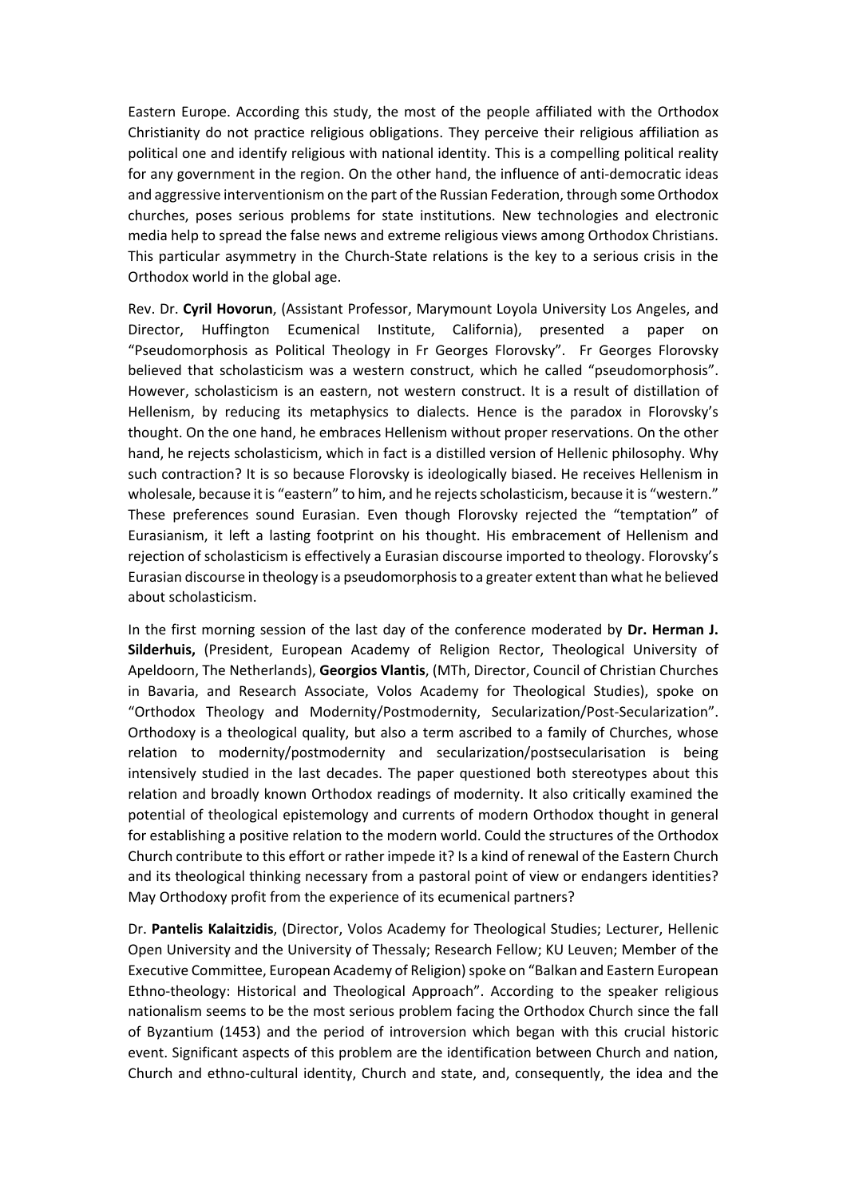Eastern Europe. According this study, the most of the people affiliated with the Orthodox Christianity do not practice religious obligations. They perceive their religious affiliation as political one and identify religious with national identity. This is a compelling political reality for any government in the region. On the other hand, the influence of anti-democratic ideas and aggressive interventionism on the part of the Russian Federation, through some Orthodox churches, poses serious problems for state institutions. New technologies and electronic media help to spread the false news and extreme religious views among Orthodox Christians. This particular asymmetry in the Church-State relations is the key to a serious crisis in the Orthodox world in the global age.

Rev. Dr. **Cyril Hovorun**, (Assistant Professor, Marymount Loyola University Los Angeles, and Director, Huffington Ecumenical Institute, California), presented a paper on "Pseudomorphosis as Political Theology in Fr Georges Florovsky". Fr Georges Florovsky believed that scholasticism was a western construct, which he called "pseudomorphosis". However, scholasticism is an eastern, not western construct. It is a result of distillation of Hellenism, by reducing its metaphysics to dialects. Hence is the paradox in Florovsky's thought. On the one hand, he embraces Hellenism without proper reservations. On the other hand, he rejects scholasticism, which in fact is a distilled version of Hellenic philosophy. Why such contraction? It is so because Florovsky is ideologically biased. He receives Hellenism in wholesale, because it is "eastern" to him, and he rejects scholasticism, because it is "western." These preferences sound Eurasian. Even though Florovsky rejected the "temptation" of Eurasianism, it left a lasting footprint on his thought. His embracement of Hellenism and rejection of scholasticism is effectively a Eurasian discourse imported to theology. Florovsky's Eurasian discourse in theology is a pseudomorphosis to a greater extent than what he believed about scholasticism.

In the first morning session of the last day of the conference moderated by **Dr. Herman J. Silderhuis,** (President, European Academy of Religion Rector, Theological University of Apeldoorn, The Netherlands), **Georgios Vlantis**, (MTh, Director, Council of Christian Churches in Bavaria, and Research Associate, Volos Academy for Theological Studies), spoke on "Orthodox Theology and Modernity/Postmodernity, Secularization/Post-Secularization". Orthodoxy is a theological quality, but also a term ascribed to a family of Churches, whose relation to modernity/postmodernity and secularization/postsecularisation is being intensively studied in the last decades. The paper questioned both stereotypes about this relation and broadly known Orthodox readings of modernity. It also critically examined the potential of theological epistemology and currents of modern Orthodox thought in general for establishing a positive relation to the modern world. Could the structures of the Orthodox Church contribute to this effort or rather impede it? Is a kind of renewal of the Eastern Church and its theological thinking necessary from a pastoral point of view or endangers identities? May Orthodoxy profit from the experience of its ecumenical partners?

Dr. **Pantelis Kalaitzidis**, (Director, Volos Academy for Theological Studies; Lecturer, Hellenic Open University and the University of Thessaly; Research Fellow; KU Leuven; Member of the Executive Committee, European Academy of Religion) spoke on "Balkan and Eastern European Ethno-theology: Historical and Theological Approach". According to the speaker religious nationalism seems to be the most serious problem facing the Orthodox Church since the fall of Byzantium (1453) and the period of introversion which began with this crucial historic event. Significant aspects of this problem are the identification between Church and nation, Church and ethno-cultural identity, Church and state, and, consequently, the idea and the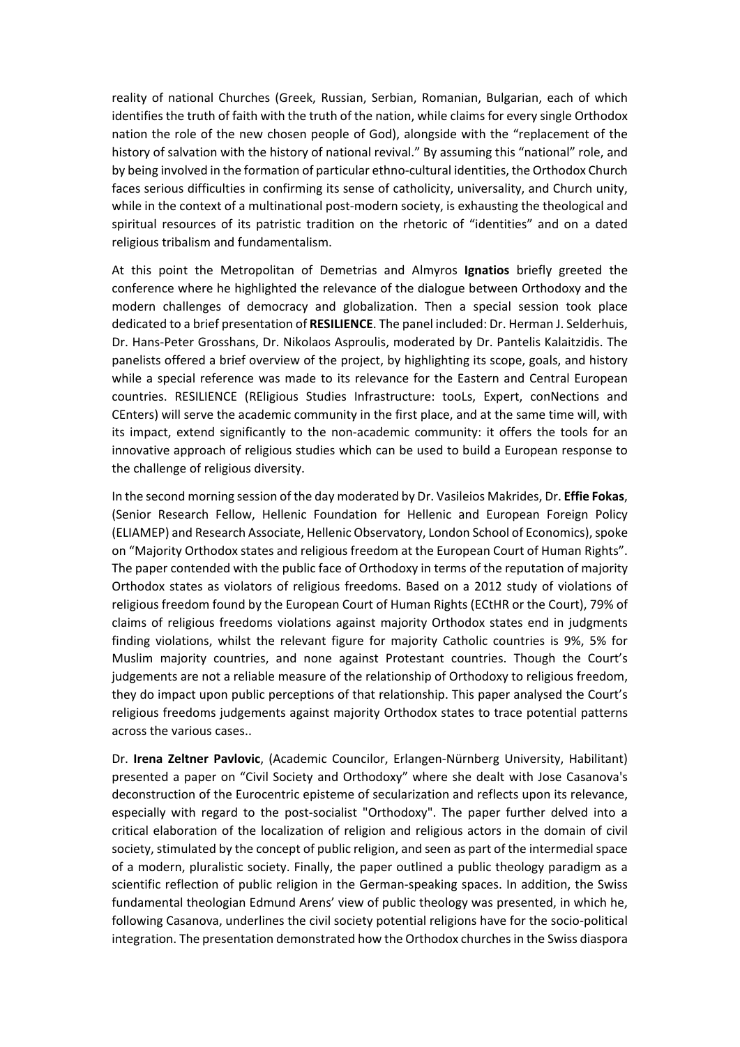reality of national Churches (Greek, Russian, Serbian, Romanian, Bulgarian, each of which identifies the truth of faith with the truth of the nation, while claims for every single Orthodox nation the role of the new chosen people of God), alongside with the "replacement of the history of salvation with the history of national revival." By assuming this "national" role, and by being involved in the formation of particular ethno-cultural identities, the Orthodox Church faces serious difficulties in confirming its sense of catholicity, universality, and Church unity, while in the context of a multinational post-modern society, is exhausting the theological and spiritual resources of its patristic tradition on the rhetoric of "identities" and on a dated religious tribalism and fundamentalism.

At this point the Metropolitan of Demetrias and Almyros **Ignatios** briefly greeted the conference where he highlighted the relevance of the dialogue between Orthodoxy and the modern challenges of democracy and globalization. Then a special session took place dedicated to a brief presentation of **RESILIENCE**. The panel included: Dr. Herman J. Selderhuis, Dr. Hans-Peter Grosshans, Dr. Nikolaos Asproulis, moderated by Dr. Pantelis Kalaitzidis. The panelists offered a brief overview of the project, by highlighting its scope, goals, and history while a special reference was made to its relevance for the Eastern and Central European countries. RESILIENCE (REligious Studies Infrastructure: tooLs, Expert, conNections and CEnters) will serve the academic community in the first place, and at the same time will, with its impact, extend significantly to the non-academic community: it offers the tools for an innovative approach of religious studies which can be used to build a European response to the challenge of religious diversity.

In the second morning session of the day moderated by Dr. Vasileios Makrides, Dr. **Effie Fokas**, (Senior Research Fellow, Hellenic Foundation for Hellenic and European Foreign Policy (ELIAMEP) and Research Associate, Hellenic Observatory, London School of Economics), spoke on "Majority Orthodox states and religious freedom at the European Court of Human Rights". The paper contended with the public face of Orthodoxy in terms of the reputation of majority Orthodox states as violators of religious freedoms. Based on a 2012 study of violations of religious freedom found by the European Court of Human Rights (ECtHR or the Court), 79% of claims of religious freedoms violations against majority Orthodox states end in judgments finding violations, whilst the relevant figure for majority Catholic countries is 9%, 5% for Muslim majority countries, and none against Protestant countries. Though the Court's judgements are not a reliable measure of the relationship of Orthodoxy to religious freedom, they do impact upon public perceptions of that relationship. This paper analysed the Court's religious freedoms judgements against majority Orthodox states to trace potential patterns across the various cases..

Dr. **Irena Zeltner Pavlovic**, (Academic Councilor, Erlangen-Nürnberg University, Habilitant) presented a paper on "Civil Society and Orthodoxy" where she dealt with Jose Casanova's deconstruction of the Eurocentric episteme of secularization and reflects upon its relevance, especially with regard to the post-socialist "Orthodoxy". The paper further delved into a critical elaboration of the localization of religion and religious actors in the domain of civil society, stimulated by the concept of public religion, and seen as part of the intermedial space of a modern, pluralistic society. Finally, the paper outlined a public theology paradigm as a scientific reflection of public religion in the German-speaking spaces. In addition, the Swiss fundamental theologian Edmund Arens' view of public theology was presented, in which he, following Casanova, underlines the civil society potential religions have for the socio-political integration. The presentation demonstrated how the Orthodox churches in the Swiss diaspora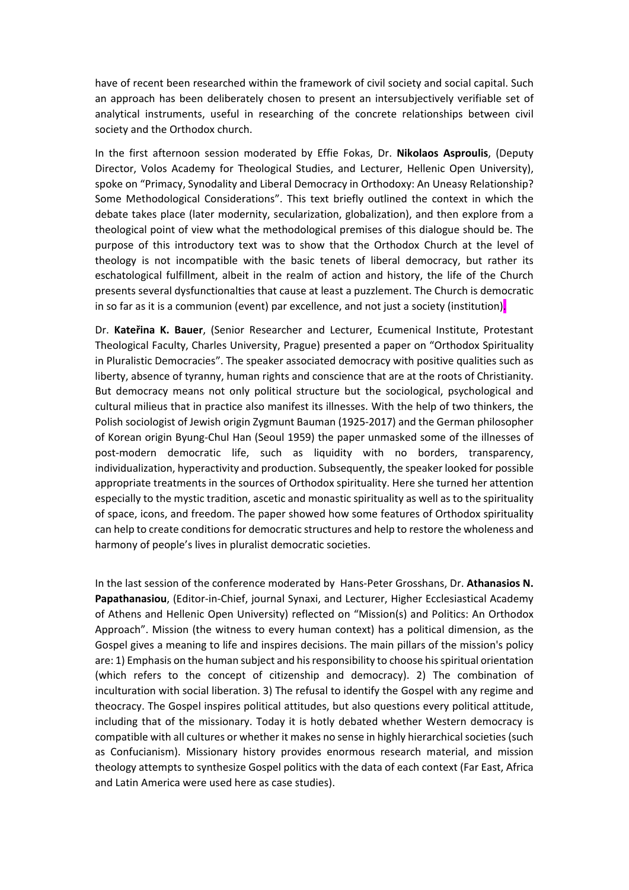have of recent been researched within the framework of civil society and social capital. Such an approach has been deliberately chosen to present an intersubjectively verifiable set of analytical instruments, useful in researching of the concrete relationships between civil society and the Orthodox church.

In the first afternoon session moderated by Effie Fokas, Dr. **Nikolaos Asproulis**, (Deputy Director, Volos Academy for Theological Studies, and Lecturer, Hellenic Open University), spoke on "Primacy, Synodality and Liberal Democracy in Orthodoxy: An Uneasy Relationship? Some Methodological Considerations". This text briefly outlined the context in which the debate takes place (later modernity, secularization, globalization), and then explore from a theological point of view what the methodological premises of this dialogue should be. The purpose of this introductory text was to show that the Orthodox Church at the level of theology is not incompatible with the basic tenets of liberal democracy, but rather its eschatological fulfillment, albeit in the realm of action and history, the life of the Church presents several dysfunctionalties that cause at least a puzzlement. The Church is democratic in so far as it is a communion (event) par excellence, and not just a society (institution).

Dr. **Kateřina K. Bauer**, (Senior Researcher and Lecturer, Ecumenical Institute, Protestant Theological Faculty, Charles University, Prague) presented a paper on "Orthodox Spirituality in Pluralistic Democracies". The speaker associated democracy with positive qualities such as liberty, absence of tyranny, human rights and conscience that are at the roots of Christianity. But democracy means not only political structure but the sociological, psychological and cultural milieus that in practice also manifest its illnesses. With the help of two thinkers, the Polish sociologist of Jewish origin Zygmunt Bauman (1925-2017) and the German philosopher of Korean origin Byung-Chul Han (Seoul 1959) the paper unmasked some of the illnesses of post-modern democratic life, such as liquidity with no borders, transparency, individualization, hyperactivity and production. Subsequently, the speaker looked for possible appropriate treatments in the sources of Orthodox spirituality. Here she turned her attention especially to the mystic tradition, ascetic and monastic spirituality as well as to the spirituality of space, icons, and freedom. The paper showed how some features of Orthodox spirituality can help to create conditions for democratic structures and help to restore the wholeness and harmony of people's lives in pluralist democratic societies.

In the last session of the conference moderated by Hans-Peter Grosshans, Dr. **Athanasios N. Papathanasiou**, (Editor-in-Chief, journal Synaxi, and Lecturer, Higher Ecclesiastical Academy of Athens and Hellenic Open University) reflected on "Mission(s) and Politics: An Orthodox Approach". Mission (the witness to every human context) has a political dimension, as the Gospel gives a meaning to life and inspires decisions. The main pillars of the mission's policy are: 1) Emphasis on the human subject and his responsibility to choose his spiritual orientation (which refers to the concept of citizenship and democracy). 2) The combination of inculturation with social liberation. 3) The refusal to identify the Gospel with any regime and theocracy. The Gospel inspires political attitudes, but also questions every political attitude, including that of the missionary. Today it is hotly debated whether Western democracy is compatible with all cultures or whether it makes no sense in highly hierarchical societies (such as Confucianism). Missionary history provides enormous research material, and mission theology attempts to synthesize Gospel politics with the data of each context (Far East, Africa and Latin America were used here as case studies).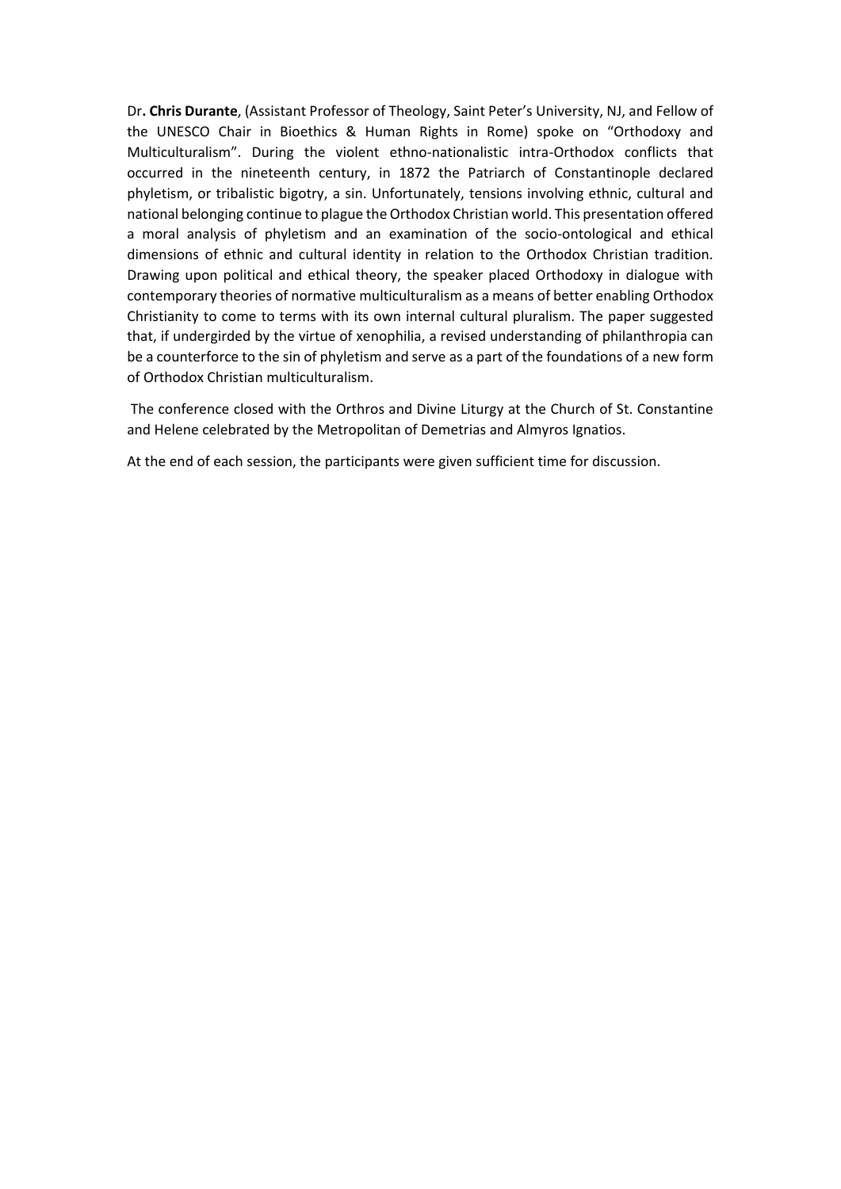Dr**. Chris Durante**, (Assistant Professor of Theology, Saint Peter's University, NJ, and Fellow of the UNESCO Chair in Bioethics & Human Rights in Rome) spoke on "Orthodoxy and Multiculturalism". During the violent ethno-nationalistic intra-Orthodox conflicts that occurred in the nineteenth century, in 1872 the Patriarch of Constantinople declared phyletism, or tribalistic bigotry, a sin. Unfortunately, tensions involving ethnic, cultural and national belonging continue to plague the Orthodox Christian world. This presentation offered a moral analysis of phyletism and an examination of the socio-ontological and ethical dimensions of ethnic and cultural identity in relation to the Orthodox Christian tradition. Drawing upon political and ethical theory, the speaker placed Orthodoxy in dialogue with contemporary theories of normative multiculturalism as a means of better enabling Orthodox Christianity to come to terms with its own internal cultural pluralism. The paper suggested that, if undergirded by the virtue of xenophilia, a revised understanding of philanthropia can be a counterforce to the sin of phyletism and serve as a part of the foundations of a new form of Orthodox Christian multiculturalism.

The conference closed with the Orthros and Divine Liturgy at the Church of St. Constantine and Helene celebrated by the Metropolitan of Demetrias and Almyros Ignatios.

At the end of each session, the participants were given sufficient time for discussion.